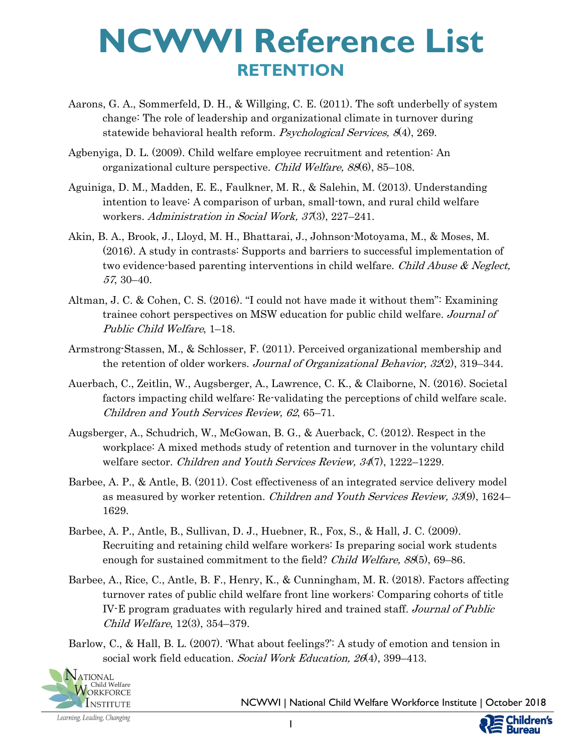# NCWWI Reference List

## RETENTION

Aarons, G. A., Sommerfeld, D. H., & Willging, C. E. (2011). The soft underbelly of system change: The role of leadership and organizational climate in turnover during statewide behavioral health reform. *Psychological Services, 8*(4), 269.

Agbenyiga, D. L. (2009). Child welfare employee recruitment and retention: An organizational culture perspective. *Child Welfare, 88*(6), 85–108.

Aguiniga, D. M., Madden, E. E., Faulkner, M. R., & Salehin, M. (2013). Understanding intention to leave: A comparison of urban, small-town, and rural child welfare workers. *Administration in Social Work, 37*(3), 227–241.

Akin, B. A., Brook, J., Lloyd, M. H., Bhattarai, J., Johnson-Motoyama, M., & Moses, M. (2016). A study in contrasts: Supports and barriers to successful implementation of two evidence-based parenting interventions in child welfare. *Child Abuse & Neglect, 57*, 30–40.

Altman, J. C. & Cohen, C. S. (2016). "I could not have made it without them": Examining trainee cohort perspectives on MSW education for public child welfare. *Journal of Public Child Welfare*, 1–18.

Armstrong-Stassen, M., & Schlosser, F. (2011). Perceived organizational membership and the retention of older workers. *Journal of Organizational Behavior, 32*(2), 319–344.

Auerbach, C., Zeitlin, W., Augsberger, A., Lawrence, C. K., & Claiborne, N. (2016). Societal factors impacting child welfare: Re-validating the perceptions of child welfare scale. *Children and Youth Services Review, 62*, 65–71.

Augsberger, A., Schudrich, W., McGowan, B. G., & Auerback, C. (2012). Respect in the workplace: A mixed methods study of retention and turnover in the voluntary child welfare sector. *Children and Youth Services Review, 34*(7), 1222–1229.

Barbee, A. P., & Antle, B. (2011). Cost effectiveness of an integrated service delivery model as measured by worker retention. *Children and Youth Services Review, 33*(9), 1624–1629.

Barbee, A. P., Antle, B., Sullivan, D. J., Huebner, R., Fox, S., & Hall, J. C. (2009). Recruiting and retaining child welfare workers: Is preparing social work students enough for sustained commitment to the field? *Child Welfare, 88*(5), 69–86.

Barbee, A., Rice, C., Antle, B. F., Henry, K., & Cunningham, M. R. (2018). Factors affecting turnover rates of public child welfare front line workers: Comparing cohorts of title IV-E program graduates with regularly hired and trained staff. *Journal of Public Child Welfare*, 12(3), 354–379.

Barlow, C., & Hall, B. L. (2007). 'What about feelings?': A study of emotion and tension in social work field education. *Social Work Education, 26*(4), 399–413.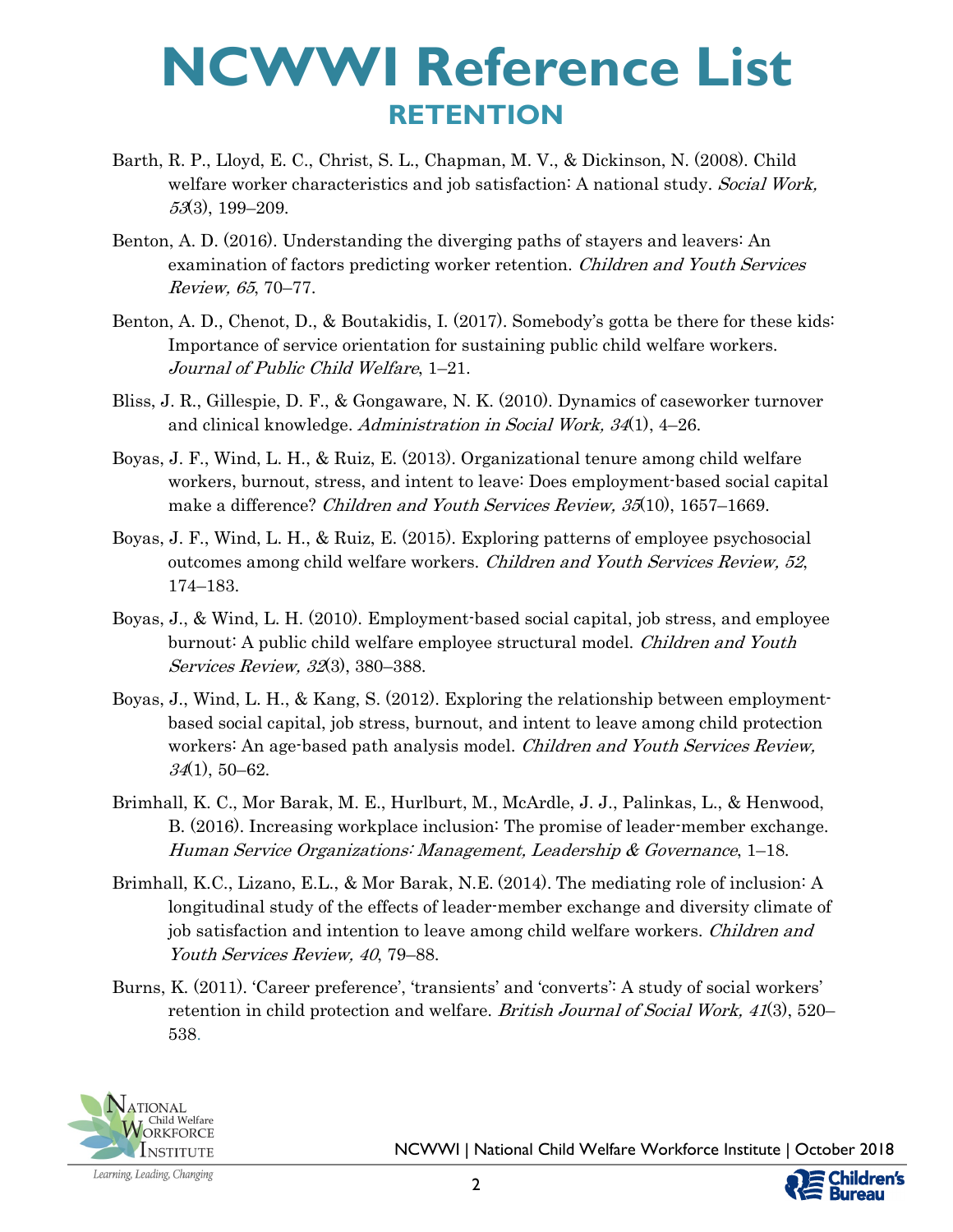# NCWWI Reference List

## RETENTION

Barth, R. P., Lloyd, E. C., Christ, S. L., Chapman, M. V., & Dickinson, N. (2008). Child welfare worker characteristics and job satisfaction: A national study. *Social Work, 53*(3), 199–209.

Benton, A. D. (2016). Understanding the diverging paths of stayers and leavers: An examination of factors predicting worker retention. *Children and Youth Services Review, 65*, 70–77.

Benton, A. D., Chenot, D., & Boutakidis, I. (2017). Somebody's gotta be there for these kids: Importance of service orientation for sustaining public child welfare workers. *Journal of Public Child Welfare*, 1–21.

Bliss, J. R., Gillespie, D. F., & Gongaware, N. K. (2010). Dynamics of caseworker turnover and clinical knowledge. *Administration in Social Work, 34*(1), 4–26.

Boyas, J. F., Wind, L. H., & Ruiz, E. (2013). Organizational tenure among child welfare workers, burnout, stress, and intent to leave: Does employment-based social capital make a difference? *Children and Youth Services Review, 35*(10), 1657–1669.

Boyas, J. F., Wind, L. H., & Ruiz, E. (2015). Exploring patterns of employee psychosocial outcomes among child welfare workers. *Children and Youth Services Review, 52*, 174–183.

Boyas, J., & Wind, L. H. (2010). Employment-based social capital, job stress, and employee burnout: A public child welfare employee structural model. *Children and Youth Services Review, 32*(3), 380–388.

Boyas, J., Wind, L. H., & Kang, S. (2012). Exploring the relationship between employment-based social capital, job stress, burnout, and intent to leave among child protection workers: An age-based path analysis model. *Children and Youth Services Review, 34*(1), 50–62.

Brimhall, K. C., Mor Barak, M. E., Hurlburt, M., McArdle, J. J., Palinkas, L., & Henwood, B. (2016). Increasing workplace inclusion: The promise of leader-member exchange. *Human Service Organizations: Management, Leadership & Governance*, 1–18.

Brimhall, K.C., Lizano, E.L., & Mor Barak, N.E. (2014). The mediating role of inclusion: A longitudinal study of the effects of leader-member exchange and diversity climate of job satisfaction and intention to leave among child welfare workers. *Children and Youth Services Review, 40*, 79–88.

Burns, K. (2011). 'Career preference', 'transients' and 'converts': A study of social workers' retention in child protection and welfare. *British Journal of Social Work, 41*(3), 520–538.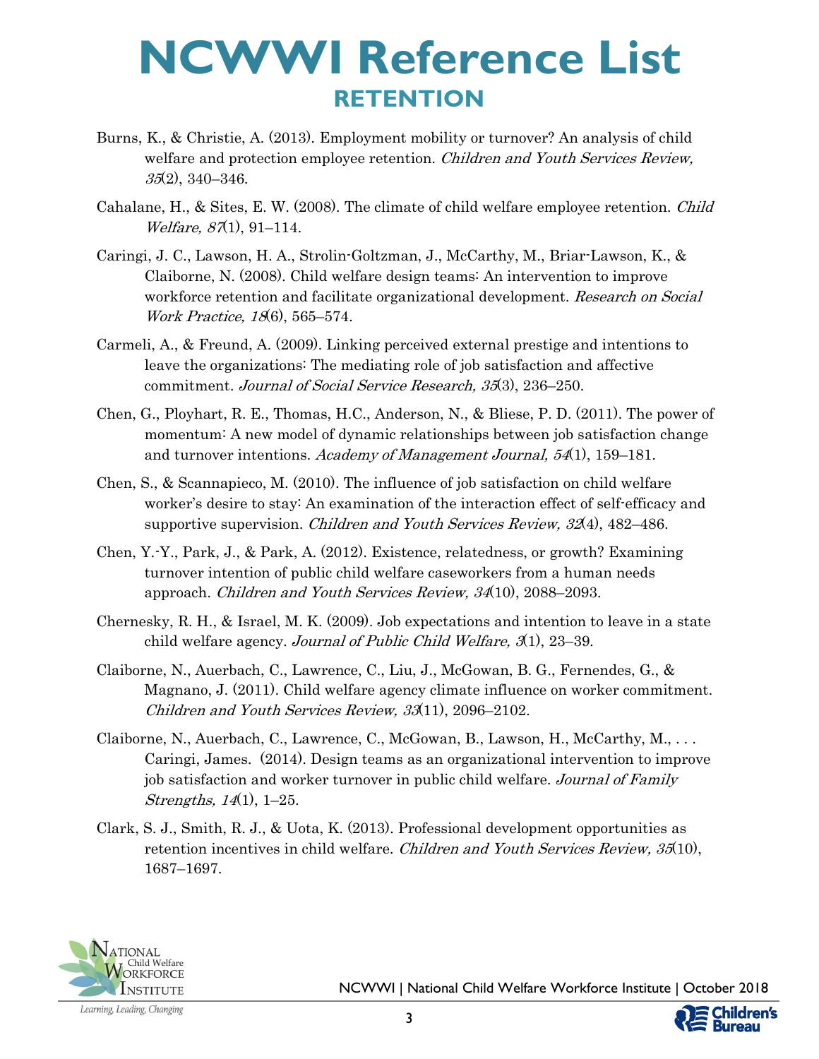# NCWWI Reference List

## RETENTION

Burns, K., & Christie, A. (2013). Employment mobility or turnover? An analysis of child welfare and protection employee retention. *Children and Youth Services Review, 35*(2), 340–346.

Cahalane, H., & Sites, E. W. (2008). The climate of child welfare employee retention. *Child Welfare, 87*(1), 91–114.

Caringi, J. C., Lawson, H. A., Strolin-Goltzman, J., McCarthy, M., Briar-Lawson, K., & Claiborne, N. (2008). Child welfare design teams: An intervention to improve workforce retention and facilitate organizational development. *Research on Social Work Practice, 18*(6), 565–574.

Carmeli, A., & Freund, A. (2009). Linking perceived external prestige and intentions to leave the organizations: The mediating role of job satisfaction and affective commitment. *Journal of Social Service Research, 35*(3), 236–250.

Chen, G., Ployhart, R. E., Thomas, H.C., Anderson, N., & Bliese, P. D. (2011). The power of momentum: A new model of dynamic relationships between job satisfaction change and turnover intentions. *Academy of Management Journal, 54*(1), 159–181.

Chen, S., & Scannapieco, M. (2010). The influence of job satisfaction on child welfare worker's desire to stay: An examination of the interaction effect of self-efficacy and supportive supervision. *Children and Youth Services Review, 32*(4), 482–486.

Chen, Y.-Y., Park, J., & Park, A. (2012). Existence, relatedness, or growth? Examining turnover intention of public child welfare caseworkers from a human needs approach. *Children and Youth Services Review, 34*(10), 2088–2093.

Chernesky, R. H., & Israel, M. K. (2009). Job expectations and intention to leave in a state child welfare agency. *Journal of Public Child Welfare, 3*(1), 23–39.

Claiborne, N., Auerbach, C., Lawrence, C., Liu, J., McGowan, B. G., Fernendes, G., & Magnano, J. (2011). Child welfare agency climate influence on worker commitment. *Children and Youth Services Review, 33*(11), 2096–2102.

Claiborne, N., Auerbach, C., Lawrence, C., McGowan, B., Lawson, H., McCarthy, M., . . . Caringi, James. (2014). Design teams as an organizational intervention to improve job satisfaction and worker turnover in public child welfare. *Journal of Family Strengths, 14*(1), 1–25.

Clark, S. J., Smith, R. J., & Uota, K. (2013). Professional development opportunities as retention incentives in child welfare. *Children and Youth Services Review, 35*(10), 1687–1697.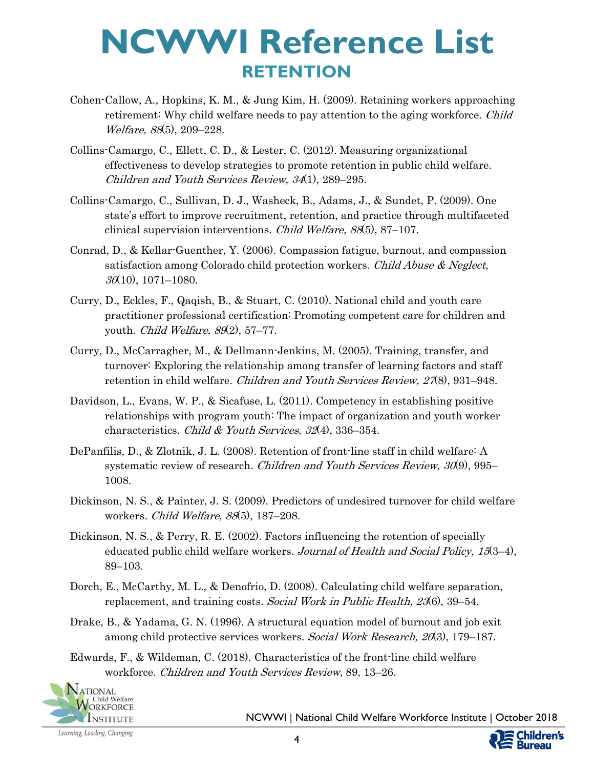# NCWWI Reference List

## RETENTION

Cohen-Callow, A., Hopkins, K. M., & Jung Kim, H. (2009). Retaining workers approaching retirement: Why child welfare needs to pay attention to the aging workforce. *Child Welfare, 88*(5), 209–228.

Collins-Camargo, C., Ellett, C. D., & Lester, C. (2012). Measuring organizational effectiveness to develop strategies to promote retention in public child welfare. *Children and Youth Services Review, 34*(1), 289–295.

Collins-Camargo, C., Sullivan, D. J., Washeck, B., Adams, J., & Sundet, P. (2009). One state's effort to improve recruitment, retention, and practice through multifaceted clinical supervision interventions. *Child Welfare, 88*(5), 87–107.

Conrad, D., & Kellar-Guenther, Y. (2006). Compassion fatigue, burnout, and compassion satisfaction among Colorado child protection workers. *Child Abuse & Neglect, 30*(10), 1071–1080.

Curry, D., Eckles, F., Qaqish, B., & Stuart, C. (2010). National child and youth care practitioner professional certification: Promoting competent care for children and youth. *Child Welfare, 89*(2), 57–77.

Curry, D., McCarragher, M., & Dellmann-Jenkins, M. (2005). Training, transfer, and turnover: Exploring the relationship among transfer of learning factors and staff retention in child welfare. *Children and Youth Services Review, 27*(8), 931–948.

Davidson, L., Evans, W. P., & Sicafuse, L. (2011). Competency in establishing positive relationships with program youth: The impact of organization and youth worker characteristics. *Child & Youth Services, 32*(4), 336–354.

DePanfilis, D., & Zlotnik, J. L. (2008). Retention of front-line staff in child welfare: A systematic review of research. *Children and Youth Services Review, 30*(9), 995–1008.

Dickinson, N. S., & Painter, J. S. (2009). Predictors of undesired turnover for child welfare workers. *Child Welfare, 88*(5), 187–208.

Dickinson, N. S., & Perry, R. E. (2002). Factors influencing the retention of specially educated public child welfare workers. *Journal of Health and Social Policy, 15*(3–4), 89–103.

Dorch, E., McCarthy, M. L., & Denofrio, D. (2008). Calculating child welfare separation, replacement, and training costs. *Social Work in Public Health, 23*(6), 39–54.

Drake, B., & Yadama, G. N. (1996). A structural equation model of burnout and job exit among child protective services workers. *Social Work Research, 20*(3), 179–187.

Edwards, F., & Wildeman, C. (2018). Characteristics of the front-line child welfare workforce. *Children and Youth Services Review,* 89, 13–26.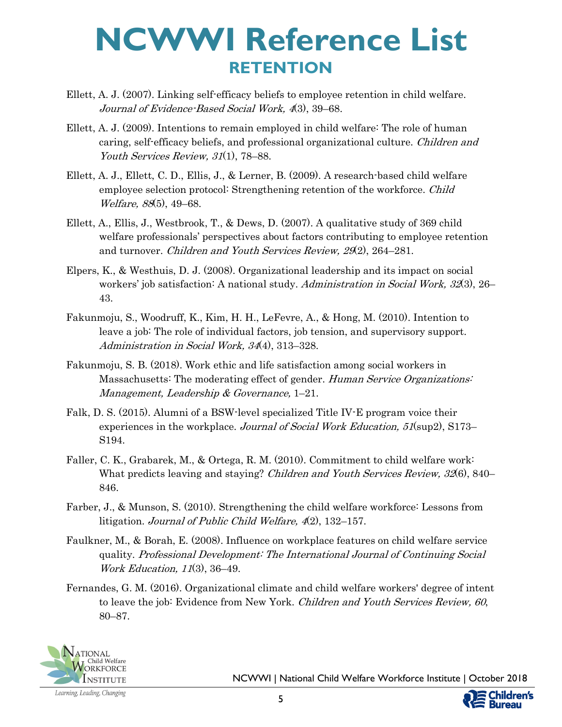# NCWWI Reference List

## RETENTION

Ellett, A. J. (2007). Linking self-efficacy beliefs to employee retention in child welfare. *Journal of Evidence-Based Social Work, 4*(3), 39–68.

Ellett, A. J. (2009). Intentions to remain employed in child welfare: The role of human caring, self-efficacy beliefs, and professional organizational culture. *Children and Youth Services Review, 31*(1), 78–88.

Ellett, A. J., Ellett, C. D., Ellis, J., & Lerner, B. (2009). A research-based child welfare employee selection protocol: Strengthening retention of the workforce. *Child Welfare, 88*(5), 49–68.

Ellett, A., Ellis, J., Westbrook, T., & Dews, D. (2007). A qualitative study of 369 child welfare professionals' perspectives about factors contributing to employee retention and turnover. *Children and Youth Services Review, 29*(2), 264–281.

Elpers, K., & Westhuis, D. J. (2008). Organizational leadership and its impact on social workers' job satisfaction: A national study. *Administration in Social Work, 32*(3), 26–43.

Fakunmoju, S., Woodruff, K., Kim, H. H., LeFevre, A., & Hong, M. (2010). Intention to leave a job: The role of individual factors, job tension, and supervisory support. *Administration in Social Work, 34*(4), 313–328.

Fakunmoju, S. B. (2018). Work ethic and life satisfaction among social workers in Massachusetts: The moderating effect of gender. *Human Service Organizations: Management, Leadership & Governance,* 1–21.

Falk, D. S. (2015). Alumni of a BSW-level specialized Title IV-E program voice their experiences in the workplace. *Journal of Social Work Education, 51*(sup2), S173–S194.

Faller, C. K., Grabarek, M., & Ortega, R. M. (2010). Commitment to child welfare work: What predicts leaving and staying? *Children and Youth Services Review, 32*(6), 840–846.

Farber, J., & Munson, S. (2010). Strengthening the child welfare workforce: Lessons from litigation. *Journal of Public Child Welfare, 4*(2), 132–157.

Faulkner, M., & Borah, E. (2008). Influence on workplace features on child welfare service quality. *Professional Development: The International Journal of Continuing Social Work Education, 11*(3), 36–49.

Fernandes, G. M. (2016). Organizational climate and child welfare workers' degree of intent to leave the job: Evidence from New York. *Children and Youth Services Review, 60*, 80–87.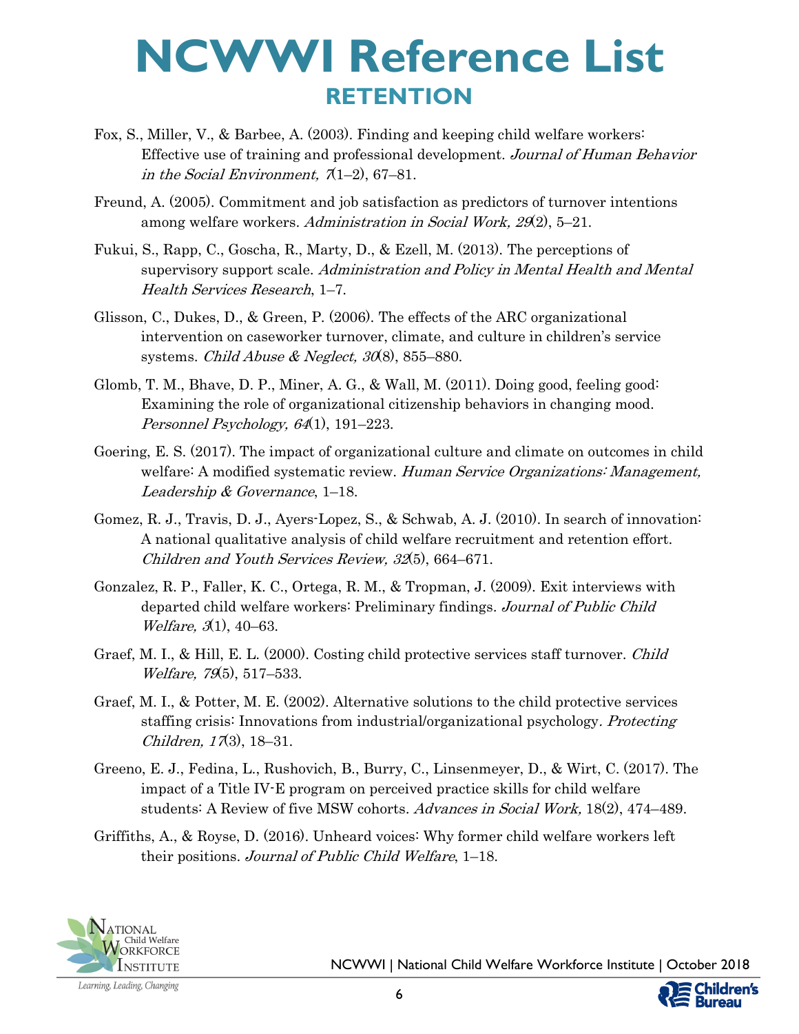# NCWWI Reference List

## RETENTION

Fox, S., Miller, V., & Barbee, A. (2003). Finding and keeping child welfare workers: Effective use of training and professional development. *Journal of Human Behavior in the Social Environment, 7*(1–2), 67–81.

Freund, A. (2005). Commitment and job satisfaction as predictors of turnover intentions among welfare workers. *Administration in Social Work, 29*(2), 5–21.

Fukui, S., Rapp, C., Goscha, R., Marty, D., & Ezell, M. (2013). The perceptions of supervisory support scale. *Administration and Policy in Mental Health and Mental Health Services Research*, 1–7.

Glisson, C., Dukes, D., & Green, P. (2006). The effects of the ARC organizational intervention on caseworker turnover, climate, and culture in children's service systems. *Child Abuse & Neglect, 30*(8), 855–880.

Glomb, T. M., Bhave, D. P., Miner, A. G., & Wall, M. (2011). Doing good, feeling good: Examining the role of organizational citizenship behaviors in changing mood. *Personnel Psychology, 64*(1), 191–223.

Goering, E. S. (2017). The impact of organizational culture and climate on outcomes in child welfare: A modified systematic review. *Human Service Organizations: Management, Leadership & Governance*, 1–18.

Gomez, R. J., Travis, D. J., Ayers-Lopez, S., & Schwab, A. J. (2010). In search of innovation: A national qualitative analysis of child welfare recruitment and retention effort. *Children and Youth Services Review, 32*(5), 664–671.

Gonzalez, R. P., Faller, K. C., Ortega, R. M., & Tropman, J. (2009). Exit interviews with departed child welfare workers: Preliminary findings. *Journal of Public Child Welfare, 3*(1), 40–63.

Graef, M. I., & Hill, E. L. (2000). Costing child protective services staff turnover. *Child Welfare, 79*(5), 517–533.

Graef, M. I., & Potter, M. E. (2002). Alternative solutions to the child protective services staffing crisis: Innovations from industrial/organizational psychology. *Protecting Children, 17*(3), 18–31.

Greeno, E. J., Fedina, L., Rushovich, B., Burry, C., Linsenmeyer, D., & Wirt, C. (2017). The impact of a Title IV-E program on perceived practice skills for child welfare students: A Review of five MSW cohorts. *Advances in Social Work,* 18(2), 474–489.

Griffiths, A., & Royse, D. (2016). Unheard voices: Why former child welfare workers left their positions. *Journal of Public Child Welfare*, 1–18.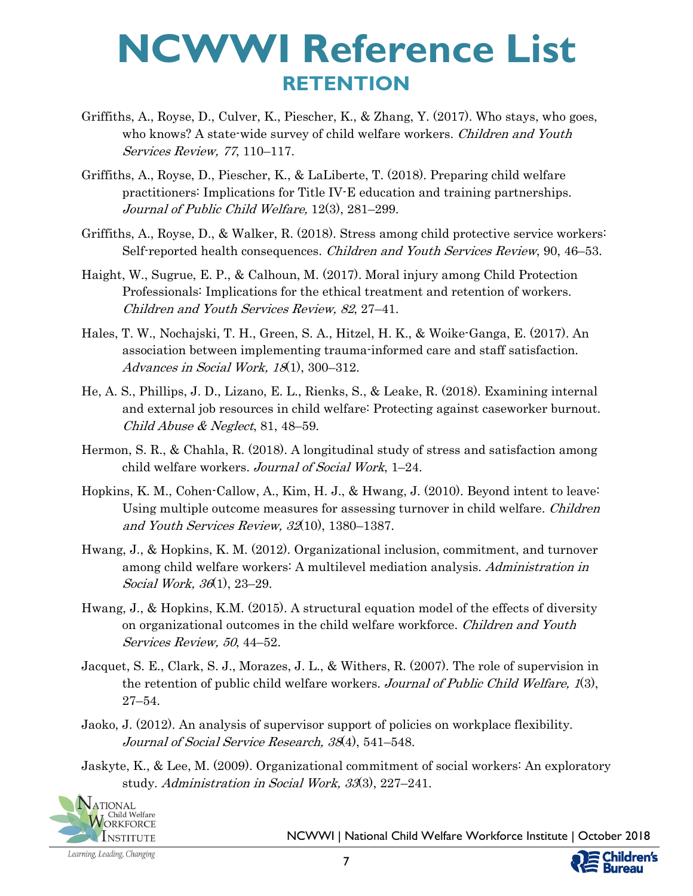# NCWWI Reference List

## RETENTION

Griffiths, A., Royse, D., Culver, K., Piescher, K., & Zhang, Y. (2017). Who stays, who goes, who knows? A state-wide survey of child welfare workers. *Children and Youth Services Review, 77*, 110–117.

Griffiths, A., Royse, D., Piescher, K., & LaLiberte, T. (2018). Preparing child welfare practitioners: Implications for Title IV-E education and training partnerships. *Journal of Public Child Welfare,* 12(3), 281–299.

Griffiths, A., Royse, D., & Walker, R. (2018). Stress among child protective service workers: Self-reported health consequences. *Children and Youth Services Review*, 90, 46–53.

Haight, W., Sugrue, E. P., & Calhoun, M. (2017). Moral injury among Child Protection Professionals: Implications for the ethical treatment and retention of workers. *Children and Youth Services Review, 82*, 27–41.

Hales, T. W., Nochajski, T. H., Green, S. A., Hitzel, H. K., & Woike-Ganga, E. (2017). An association between implementing trauma-informed care and staff satisfaction. *Advances in Social Work, 18*(1), 300–312.

He, A. S., Phillips, J. D., Lizano, E. L., Rienks, S., & Leake, R. (2018). Examining internal and external job resources in child welfare: Protecting against caseworker burnout. *Child Abuse & Neglect*, 81, 48–59.

Hermon, S. R., & Chahla, R. (2018). A longitudinal study of stress and satisfaction among child welfare workers. *Journal of Social Work*, 1–24.

Hopkins, K. M., Cohen-Callow, A., Kim, H. J., & Hwang, J. (2010). Beyond intent to leave: Using multiple outcome measures for assessing turnover in child welfare. *Children and Youth Services Review, 32*(10), 1380–1387.

Hwang, J., & Hopkins, K. M. (2012). Organizational inclusion, commitment, and turnover among child welfare workers: A multilevel mediation analysis. *Administration in Social Work, 36*(1), 23–29.

Hwang, J., & Hopkins, K.M. (2015). A structural equation model of the effects of diversity on organizational outcomes in the child welfare workforce. *Children and Youth Services Review, 50*, 44–52.

Jacquet, S. E., Clark, S. J., Morazes, J. L., & Withers, R. (2007). The role of supervision in the retention of public child welfare workers. *Journal of Public Child Welfare, 1*(3), 27–54.

Jaoko, J. (2012). An analysis of supervisor support of policies on workplace flexibility. *Journal of Social Service Research, 38*(4), 541–548.

Jaskyte, K., & Lee, M. (2009). Organizational commitment of social workers: An exploratory study. *Administration in Social Work, 33*(3), 227–241.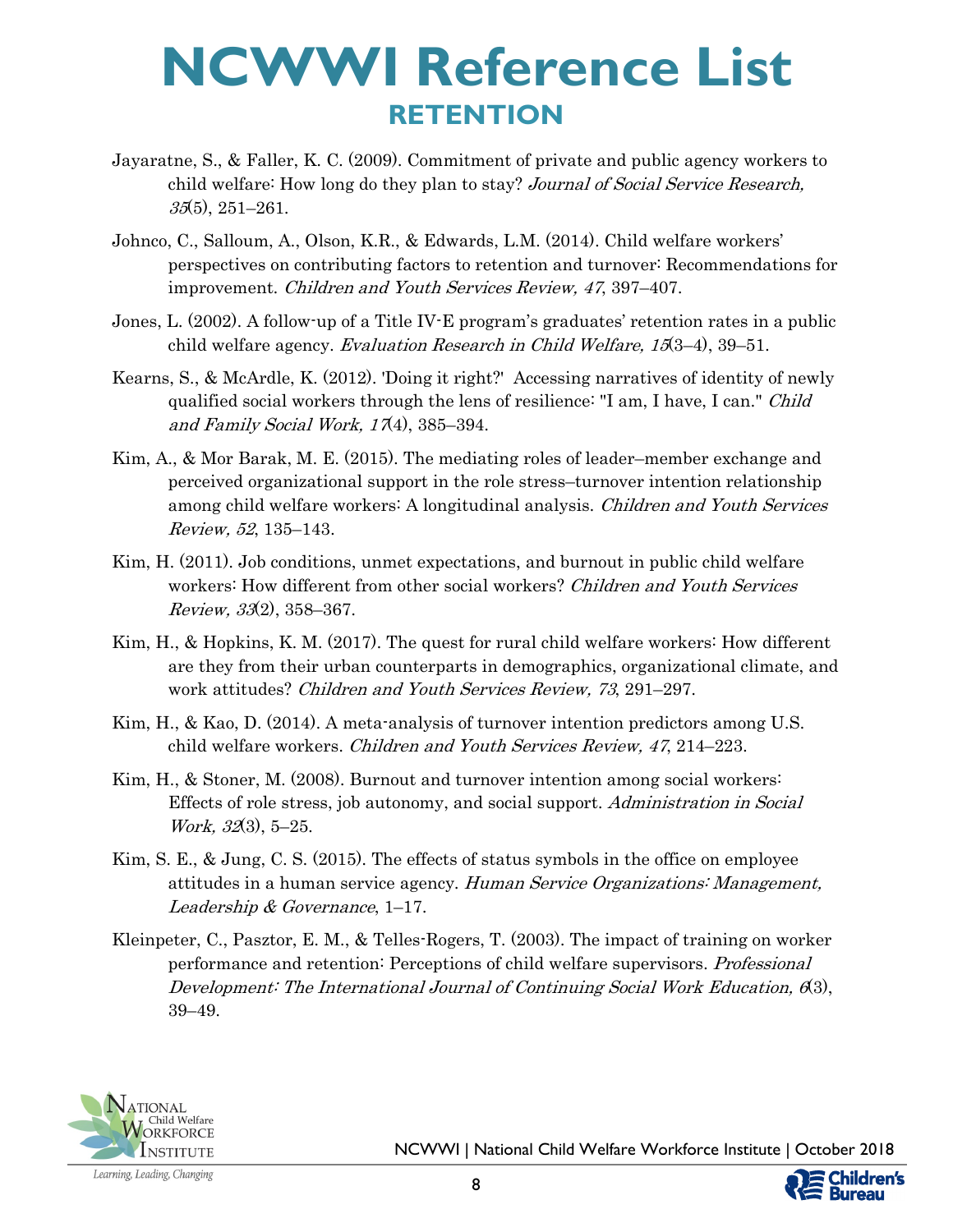# NCWWI Reference List

## RETENTION

Jayaratne, S., & Faller, K. C. (2009). Commitment of private and public agency workers to child welfare: How long do they plan to stay? *Journal of Social Service Research, 35*(5), 251–261.

Johnco, C., Salloum, A., Olson, K.R., & Edwards, L.M. (2014). Child welfare workers' perspectives on contributing factors to retention and turnover: Recommendations for improvement. *Children and Youth Services Review, 47*, 397–407.

Jones, L. (2002). A follow-up of a Title IV-E program's graduates' retention rates in a public child welfare agency. *Evaluation Research in Child Welfare, 15*(3–4), 39–51.

Kearns, S., & McArdle, K. (2012). 'Doing it right?' Accessing narratives of identity of newly qualified social workers through the lens of resilience: "I am, I have, I can." *Child and Family Social Work, 17*(4), 385–394.

Kim, A., & Mor Barak, M. E. (2015). The mediating roles of leader–member exchange and perceived organizational support in the role stress–turnover intention relationship among child welfare workers: A longitudinal analysis. *Children and Youth Services Review, 52*, 135–143.

Kim, H. (2011). Job conditions, unmet expectations, and burnout in public child welfare workers: How different from other social workers? *Children and Youth Services Review, 33*(2), 358–367.

Kim, H., & Hopkins, K. M. (2017). The quest for rural child welfare workers: How different are they from their urban counterparts in demographics, organizational climate, and work attitudes? *Children and Youth Services Review, 73*, 291–297.

Kim, H., & Kao, D. (2014). A meta-analysis of turnover intention predictors among U.S. child welfare workers. *Children and Youth Services Review, 47*, 214–223.

Kim, H., & Stoner, M. (2008). Burnout and turnover intention among social workers: Effects of role stress, job autonomy, and social support. *Administration in Social Work, 32*(3), 5–25.

Kim, S. E., & Jung, C. S. (2015). The effects of status symbols in the office on employee attitudes in a human service agency. *Human Service Organizations: Management, Leadership & Governance*, 1–17.

Kleinpeter, C., Pasztor, E. M., & Telles-Rogers, T. (2003). The impact of training on worker performance and retention: Perceptions of child welfare supervisors. *Professional Development: The International Journal of Continuing Social Work Education, 6*(3), 39–49.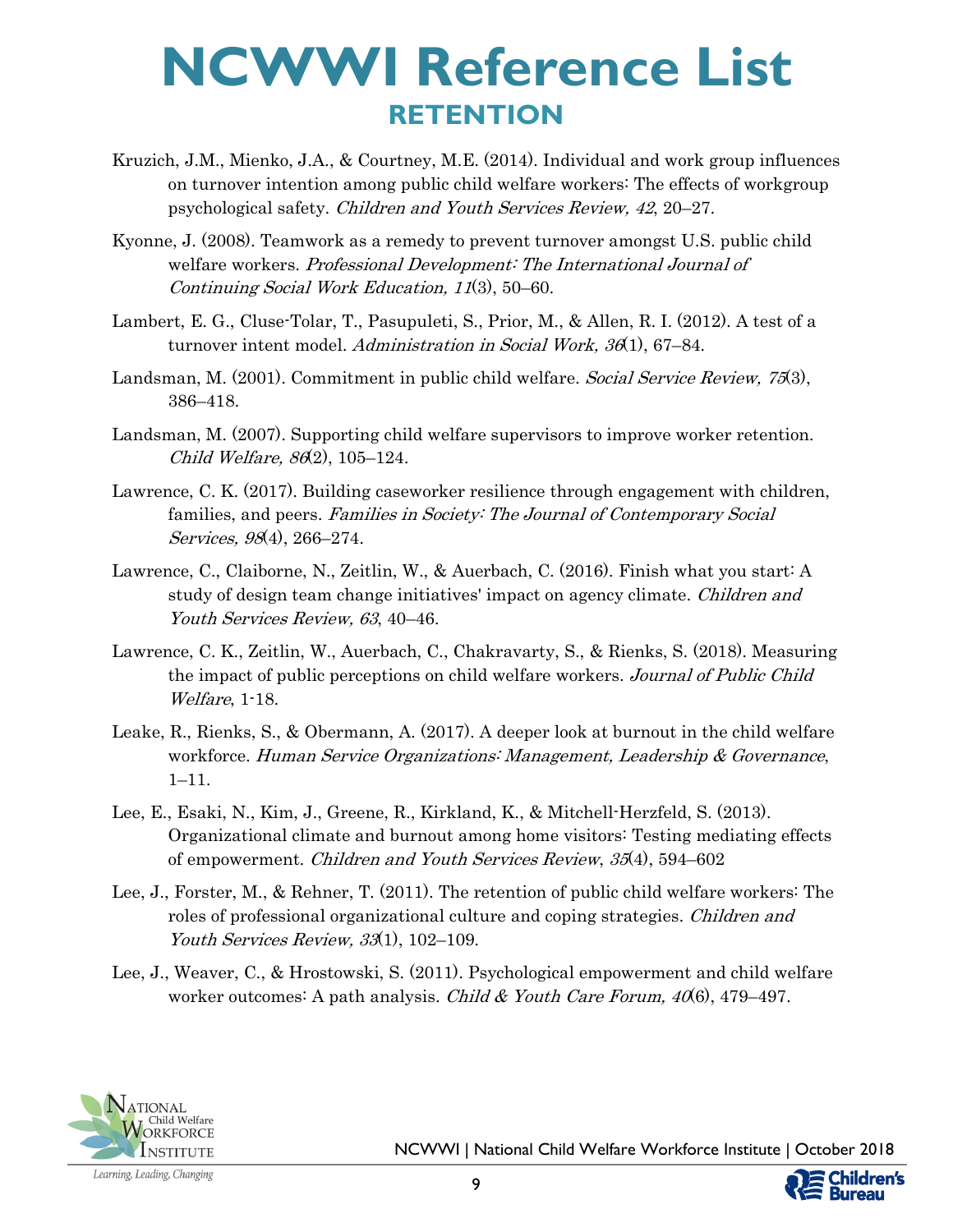# NCWWI Reference List

## RETENTION

Kruzich, J.M., Mienko, J.A., & Courtney, M.E. (2014). Individual and work group influences on turnover intention among public child welfare workers: The effects of workgroup psychological safety. *Children and Youth Services Review, 42*, 20–27.

Kyonne, J. (2008). Teamwork as a remedy to prevent turnover amongst U.S. public child welfare workers. *Professional Development: The International Journal of Continuing Social Work Education, 11*(3), 50–60.

Lambert, E. G., Cluse-Tolar, T., Pasupuleti, S., Prior, M., & Allen, R. I. (2012). A test of a turnover intent model. *Administration in Social Work, 36*(1), 67–84.

Landsman, M. (2001). Commitment in public child welfare. *Social Service Review, 75*(3), 386–418.

Landsman, M. (2007). Supporting child welfare supervisors to improve worker retention. *Child Welfare, 86*(2), 105–124.

Lawrence, C. K. (2017). Building caseworker resilience through engagement with children, families, and peers. *Families in Society: The Journal of Contemporary Social Services, 98*(4), 266–274.

Lawrence, C., Claiborne, N., Zeitlin, W., & Auerbach, C. (2016). Finish what you start: A study of design team change initiatives' impact on agency climate. *Children and Youth Services Review, 63*, 40–46.

Lawrence, C. K., Zeitlin, W., Auerbach, C., Chakravarty, S., & Rienks, S. (2018). Measuring the impact of public perceptions on child welfare workers. *Journal of Public Child Welfare*, 1-18.

Leake, R., Rienks, S., & Obermann, A. (2017). A deeper look at burnout in the child welfare workforce. *Human Service Organizations: Management, Leadership & Governance*, 1–11.

Lee, E., Esaki, N., Kim, J., Greene, R., Kirkland, K., & Mitchell-Herzfeld, S. (2013). Organizational climate and burnout among home visitors: Testing mediating effects of empowerment. *Children and Youth Services Review*, *35*(4), 594–602

Lee, J., Forster, M., & Rehner, T. (2011). The retention of public child welfare workers: The roles of professional organizational culture and coping strategies. *Children and Youth Services Review, 33*(1), 102–109.

Lee, J., Weaver, C., & Hrostowski, S. (2011). Psychological empowerment and child welfare worker outcomes: A path analysis. *Child & Youth Care Forum, 40*(6), 479–497.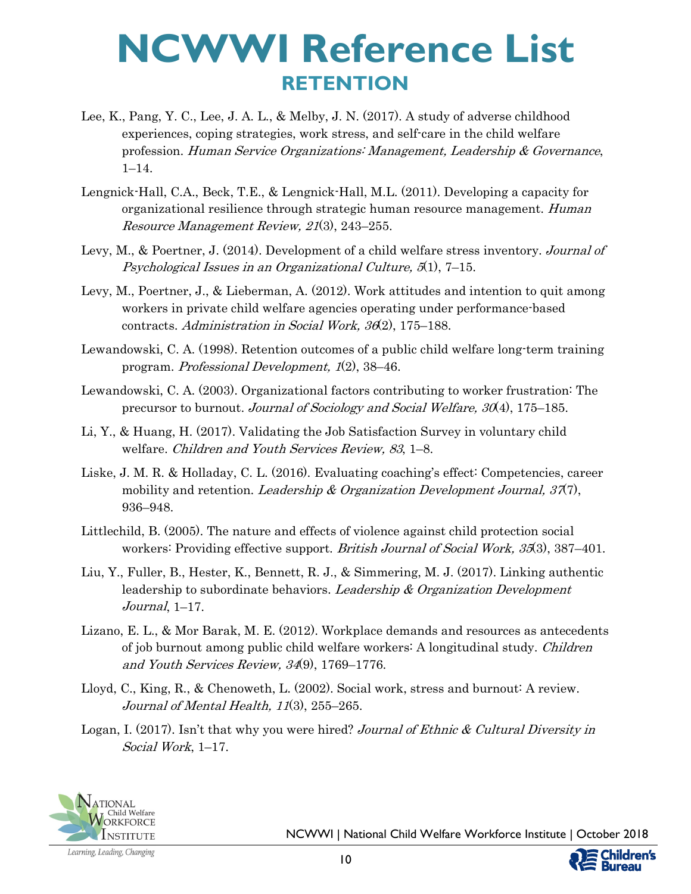# NCWWI Reference List

## RETENTION

Lee, K., Pang, Y. C., Lee, J. A. L., & Melby, J. N. (2017). A study of adverse childhood experiences, coping strategies, work stress, and self-care in the child welfare profession. *Human Service Organizations: Management, Leadership & Governance*, 1–14.

Lengnick-Hall, C.A., Beck, T.E., & Lengnick-Hall, M.L. (2011). Developing a capacity for organizational resilience through strategic human resource management. *Human Resource Management Review, 21*(3), 243–255.

Levy, M., & Poertner, J. (2014). Development of a child welfare stress inventory. *Journal of Psychological Issues in an Organizational Culture, 5*(1), 7–15.

Levy, M., Poertner, J., & Lieberman, A. (2012). Work attitudes and intention to quit among workers in private child welfare agencies operating under performance-based contracts. *Administration in Social Work, 36*(2), 175–188.

Lewandowski, C. A. (1998). Retention outcomes of a public child welfare long-term training program. *Professional Development, 1*(2), 38–46.

Lewandowski, C. A. (2003). Organizational factors contributing to worker frustration: The precursor to burnout. *Journal of Sociology and Social Welfare, 30*(4), 175–185.

Li, Y., & Huang, H. (2017). Validating the Job Satisfaction Survey in voluntary child welfare. *Children and Youth Services Review, 83*, 1–8.

Liske, J. M. R. & Holladay, C. L. (2016). Evaluating coaching's effect: Competencies, career mobility and retention. *Leadership & Organization Development Journal, 37*(7), 936–948.

Littlechild, B. (2005). The nature and effects of violence against child protection social workers: Providing effective support. *British Journal of Social Work, 35*(3), 387–401.

Liu, Y., Fuller, B., Hester, K., Bennett, R. J., & Simmering, M. J. (2017). Linking authentic leadership to subordinate behaviors. *Leadership & Organization Development Journal*, 1–17.

Lizano, E. L., & Mor Barak, M. E. (2012). Workplace demands and resources as antecedents of job burnout among public child welfare workers: A longitudinal study. *Children and Youth Services Review, 34*(9), 1769–1776.

Lloyd, C., King, R., & Chenoweth, L. (2002). Social work, stress and burnout: A review. *Journal of Mental Health, 11*(3), 255–265.

Logan, I. (2017). Isn't that why you were hired? *Journal of Ethnic & Cultural Diversity in Social Work*, 1–17.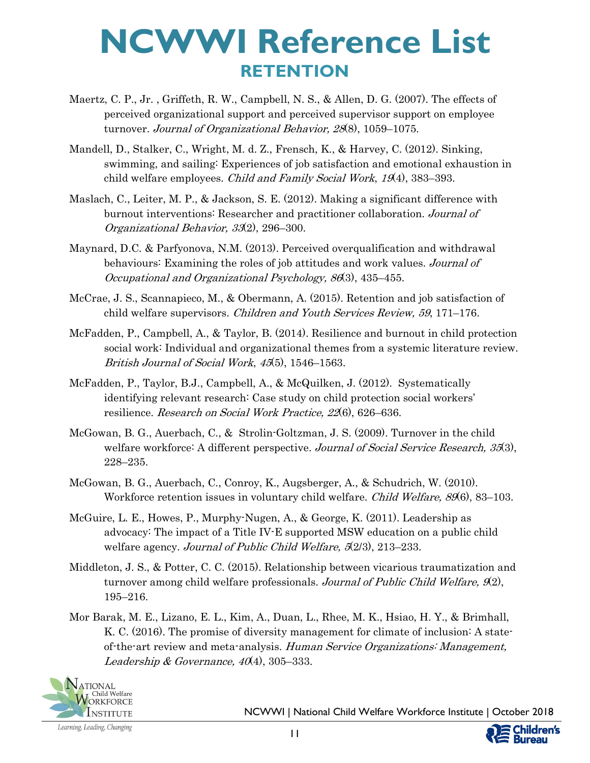# NCWWI Reference List

## RETENTION

Maertz, C. P., Jr. , Griffeth, R. W., Campbell, N. S., & Allen, D. G. (2007). The effects of perceived organizational support and perceived supervisor support on employee turnover. *Journal of Organizational Behavior, 28*(8), 1059–1075.

Mandell, D., Stalker, C., Wright, M. d. Z., Frensch, K., & Harvey, C. (2012). Sinking, swimming, and sailing: Experiences of job satisfaction and emotional exhaustion in child welfare employees. *Child and Family Social Work*, *19*(4), 383–393.

Maslach, C., Leiter, M. P., & Jackson, S. E. (2012). Making a significant difference with burnout interventions: Researcher and practitioner collaboration. *Journal of Organizational Behavior, 33*(2), 296–300.

Maynard, D.C. & Parfyonova, N.M. (2013). Perceived overqualification and withdrawal behaviours: Examining the roles of job attitudes and work values. *Journal of Occupational and Organizational Psychology, 86*(3), 435–455.

McCrae, J. S., Scannapieco, M., & Obermann, A. (2015). Retention and job satisfaction of child welfare supervisors. *Children and Youth Services Review, 59*, 171–176.

McFadden, P., Campbell, A., & Taylor, B. (2014). Resilience and burnout in child protection social work: Individual and organizational themes from a systemic literature review. *British Journal of Social Work*, *45*(5), 1546–1563.

McFadden, P., Taylor, B.J., Campbell, A., & McQuilken, J. (2012). Systematically identifying relevant research: Case study on child protection social workers' resilience. *Research on Social Work Practice, 22*(6), 626–636.

McGowan, B. G., Auerbach, C., & Strolin-Goltzman, J. S. (2009). Turnover in the child welfare workforce: A different perspective. *Journal of Social Service Research, 35*(3), 228–235.

McGowan, B. G., Auerbach, C., Conroy, K., Augsberger, A., & Schudrich, W. (2010). Workforce retention issues in voluntary child welfare. *Child Welfare, 89*(6), 83–103.

McGuire, L. E., Howes, P., Murphy-Nugen, A., & George, K. (2011). Leadership as advocacy: The impact of a Title IV-E supported MSW education on a public child welfare agency. *Journal of Public Child Welfare, 5*(2/3), 213–233.

Middleton, J. S., & Potter, C. C. (2015). Relationship between vicarious traumatization and turnover among child welfare professionals. *Journal of Public Child Welfare, 9*(2), 195–216.

Mor Barak, M. E., Lizano, E. L., Kim, A., Duan, L., Rhee, M. K., Hsiao, H. Y., & Brimhall, K. C. (2016). The promise of diversity management for climate of inclusion: A state-of-the-art review and meta-analysis. *Human Service Organizations: Management, Leadership & Governance, 40*(4), 305–333.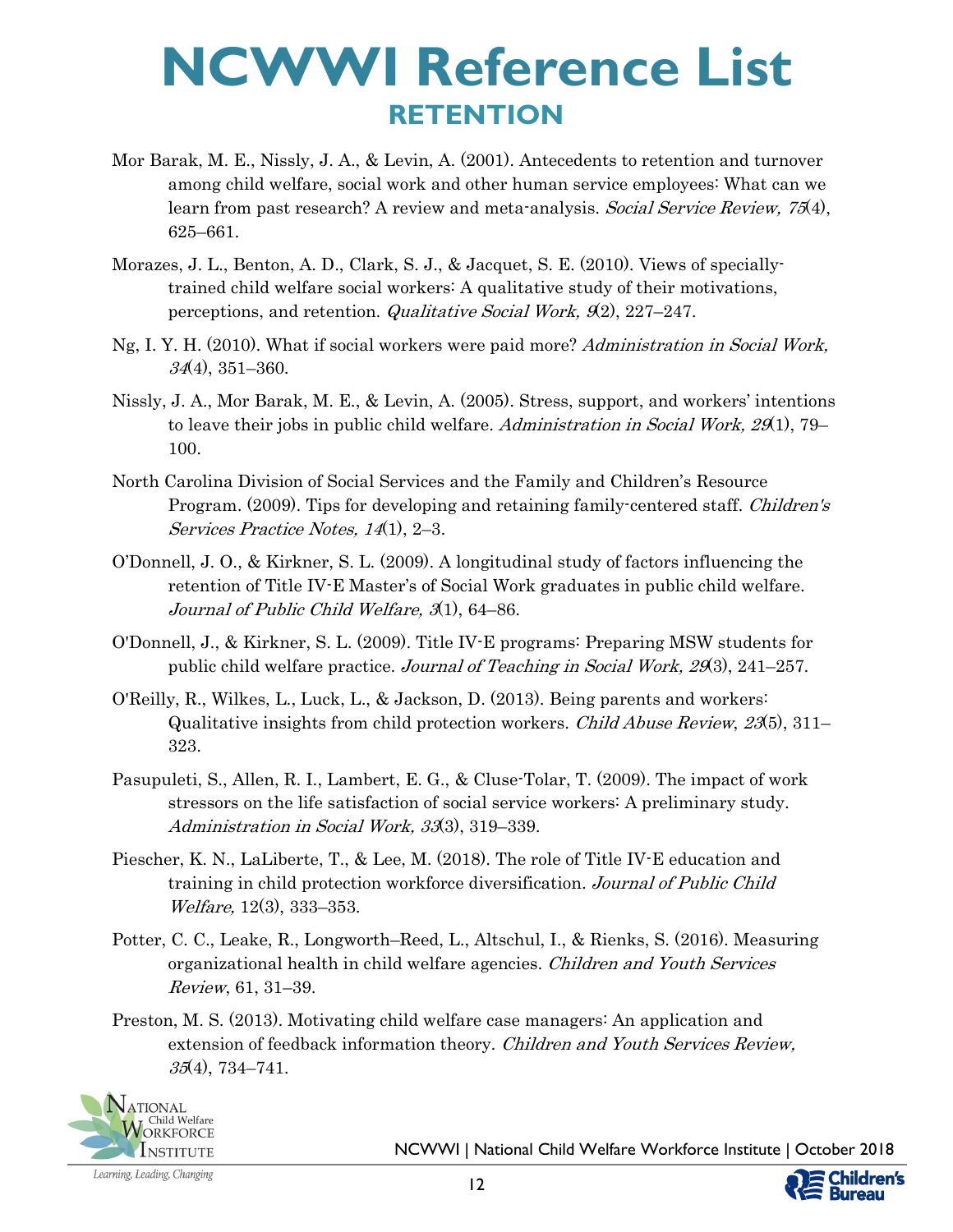# NCWWI Reference List

## RETENTION

Mor Barak, M. E., Nissly, J. A., & Levin, A. (2001). Antecedents to retention and turnover among child welfare, social work and other human service employees: What can we learn from past research? A review and meta-analysis. *Social Service Review, 75*(4), 625–661.

Morazes, J. L., Benton, A. D., Clark, S. J., & Jacquet, S. E. (2010). Views of specially-trained child welfare social workers: A qualitative study of their motivations, perceptions, and retention. *Qualitative Social Work, 9*(2), 227–247.

Ng, I. Y. H. (2010). What if social workers were paid more? *Administration in Social Work, 34*(4), 351–360.

Nissly, J. A., Mor Barak, M. E., & Levin, A. (2005). Stress, support, and workers' intentions to leave their jobs in public child welfare. *Administration in Social Work, 29*(1), 79–100.

North Carolina Division of Social Services and the Family and Children's Resource Program. (2009). Tips for developing and retaining family-centered staff. *Children's Services Practice Notes, 14*(1), 2–3.

O'Donnell, J. O., & Kirkner, S. L. (2009). A longitudinal study of factors influencing the retention of Title IV-E Master's of Social Work graduates in public child welfare. *Journal of Public Child Welfare, 3*(1), 64–86.

O'Donnell, J., & Kirkner, S. L. (2009). Title IV-E programs: Preparing MSW students for public child welfare practice. *Journal of Teaching in Social Work, 29*(3), 241–257.

O'Reilly, R., Wilkes, L., Luck, L., & Jackson, D. (2013). Being parents and workers: Qualitative insights from child protection workers. *Child Abuse Review*, *23*(5), 311–323.

Pasupuleti, S., Allen, R. I., Lambert, E. G., & Cluse-Tolar, T. (2009). The impact of work stressors on the life satisfaction of social service workers: A preliminary study. *Administration in Social Work, 33*(3), 319–339.

Piescher, K. N., LaLiberte, T., & Lee, M. (2018). The role of Title IV-E education and training in child protection workforce diversification. *Journal of Public Child Welfare,* 12(3), 333–353.

Potter, C. C., Leake, R., Longworth–Reed, L., Altschul, I., & Rienks, S. (2016). Measuring organizational health in child welfare agencies. *Children and Youth Services Review*, 61, 31–39.

Preston, M. S. (2013). Motivating child welfare case managers: An application and extension of feedback information theory. *Children and Youth Services Review, 35*(4), 734–741.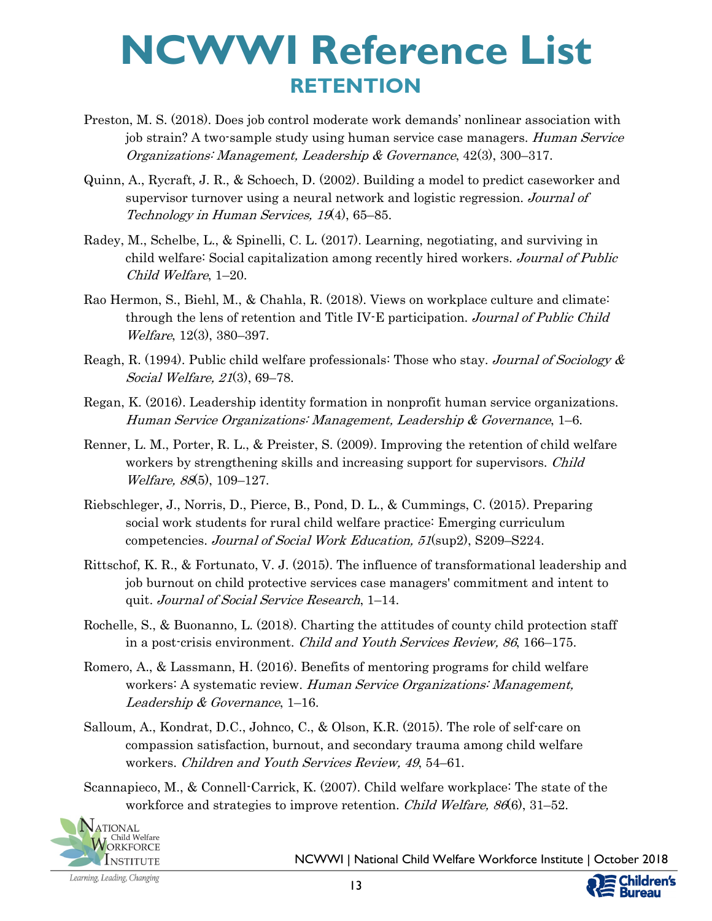# NCWWI Reference List

## RETENTION

Preston, M. S. (2018). Does job control moderate work demands' nonlinear association with job strain? A two-sample study using human service case managers. *Human Service Organizations: Management, Leadership & Governance*, 42(3), 300–317.

Quinn, A., Rycraft, J. R., & Schoech, D. (2002). Building a model to predict caseworker and supervisor turnover using a neural network and logistic regression. *Journal of Technology in Human Services, 19*(4), 65–85.

Radey, M., Schelbe, L., & Spinelli, C. L. (2017). Learning, negotiating, and surviving in child welfare: Social capitalization among recently hired workers. *Journal of Public Child Welfare*, 1–20.

Rao Hermon, S., Biehl, M., & Chahla, R. (2018). Views on workplace culture and climate: through the lens of retention and Title IV-E participation. *Journal of Public Child Welfare*, 12(3), 380–397.

Reagh, R. (1994). Public child welfare professionals: Those who stay. *Journal of Sociology & Social Welfare, 21*(3), 69–78.

Regan, K. (2016). Leadership identity formation in nonprofit human service organizations. *Human Service Organizations: Management, Leadership & Governance*, 1–6.

Renner, L. M., Porter, R. L., & Preister, S. (2009). Improving the retention of child welfare workers by strengthening skills and increasing support for supervisors. *Child Welfare, 88*(5), 109–127.

Riebschleger, J., Norris, D., Pierce, B., Pond, D. L., & Cummings, C. (2015). Preparing social work students for rural child welfare practice: Emerging curriculum competencies. *Journal of Social Work Education, 51*(sup2), S209–S224.

Rittschof, K. R., & Fortunato, V. J. (2015). The influence of transformational leadership and job burnout on child protective services case managers' commitment and intent to quit. *Journal of Social Service Research*, 1–14.

Rochelle, S., & Buonanno, L. (2018). Charting the attitudes of county child protection staff in a post-crisis environment. *Child and Youth Services Review, 86*, 166–175.

Romero, A., & Lassmann, H. (2016). Benefits of mentoring programs for child welfare workers: A systematic review. *Human Service Organizations: Management, Leadership & Governance*, 1–16.

Salloum, A., Kondrat, D.C., Johnco, C., & Olson, K.R. (2015). The role of self-care on compassion satisfaction, burnout, and secondary trauma among child welfare workers. *Children and Youth Services Review, 49*, 54–61.

Scannapieco, M., & Connell-Carrick, K. (2007). Child welfare workplace: The state of the workforce and strategies to improve retention. *Child Welfare, 86*(6), 31–52.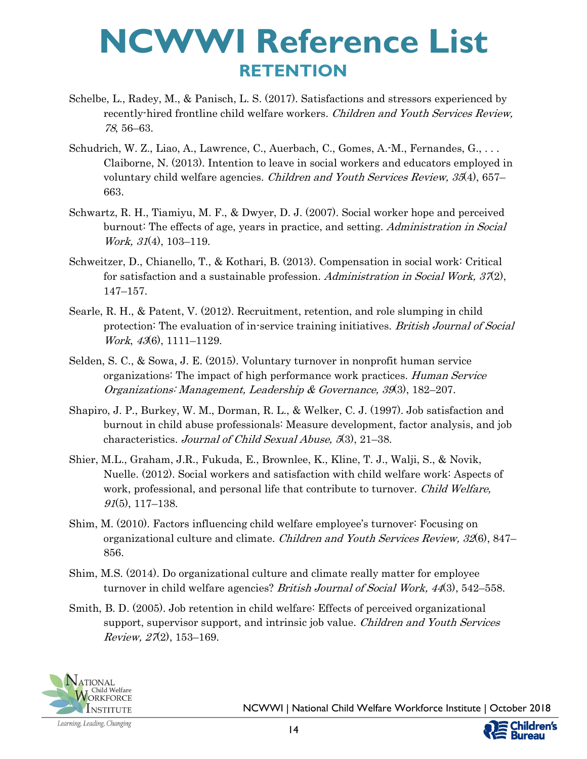# NCWWI Reference List

## RETENTION

Schelbe, L., Radey, M., & Panisch, L. S. (2017). Satisfactions and stressors experienced by recently-hired frontline child welfare workers. *Children and Youth Services Review, 78*, 56–63.

Schudrich, W. Z., Liao, A., Lawrence, C., Auerbach, C., Gomes, A.-M., Fernandes, G., . . . Claiborne, N. (2013). Intention to leave in social workers and educators employed in voluntary child welfare agencies. *Children and Youth Services Review, 35*(4), 657–663.

Schwartz, R. H., Tiamiyu, M. F., & Dwyer, D. J. (2007). Social worker hope and perceived burnout: The effects of age, years in practice, and setting. *Administration in Social Work, 31*(4), 103–119.

Schweitzer, D., Chianello, T., & Kothari, B. (2013). Compensation in social work: Critical for satisfaction and a sustainable profession. *Administration in Social Work, 37*(2), 147–157.

Searle, R. H., & Patent, V. (2012). Recruitment, retention, and role slumping in child protection: The evaluation of in-service training initiatives. *British Journal of Social Work*, *43*(6), 1111–1129.

Selden, S. C., & Sowa, J. E. (2015). Voluntary turnover in nonprofit human service organizations: The impact of high performance work practices. *Human Service Organizations: Management, Leadership & Governance, 39*(3), 182–207.

Shapiro, J. P., Burkey, W. M., Dorman, R. L., & Welker, C. J. (1997). Job satisfaction and burnout in child abuse professionals: Measure development, factor analysis, and job characteristics. *Journal of Child Sexual Abuse, 5*(3), 21–38.

Shier, M.L., Graham, J.R., Fukuda, E., Brownlee, K., Kline, T. J., Walji, S., & Novik, Nuelle. (2012). Social workers and satisfaction with child welfare work: Aspects of work, professional, and personal life that contribute to turnover. *Child Welfare, 91*(5), 117–138.

Shim, M. (2010). Factors influencing child welfare employee's turnover: Focusing on organizational culture and climate. *Children and Youth Services Review, 32*(6), 847–856.

Shim, M.S. (2014). Do organizational culture and climate really matter for employee turnover in child welfare agencies? *British Journal of Social Work, 44*(3), 542–558.

Smith, B. D. (2005). Job retention in child welfare: Effects of perceived organizational support, supervisor support, and intrinsic job value. *Children and Youth Services Review, 27*(2), 153–169.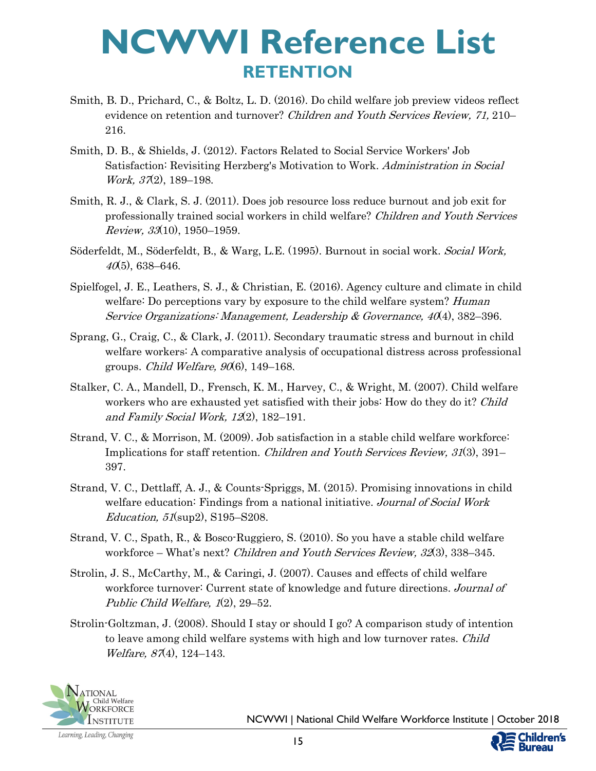# NCWWI Reference List

## RETENTION

Smith, B. D., Prichard, C., & Boltz, L. D. (2016). Do child welfare job preview videos reflect evidence on retention and turnover? *Children and Youth Services Review, 71,* 210–216.

Smith, D. B., & Shields, J. (2012). Factors Related to Social Service Workers' Job Satisfaction: Revisiting Herzberg's Motivation to Work. *Administration in Social Work, 37*(2), 189–198.

Smith, R. J., & Clark, S. J. (2011). Does job resource loss reduce burnout and job exit for professionally trained social workers in child welfare? *Children and Youth Services Review, 33*(10), 1950–1959.

Söderfeldt, M., Söderfeldt, B., & Warg, L.E. (1995). Burnout in social work. *Social Work, 40*(5), 638–646.

Spielfogel, J. E., Leathers, S. J., & Christian, E. (2016). Agency culture and climate in child welfare: Do perceptions vary by exposure to the child welfare system? *Human Service Organizations: Management, Leadership & Governance, 40*(4), 382–396.

Sprang, G., Craig, C., & Clark, J. (2011). Secondary traumatic stress and burnout in child welfare workers: A comparative analysis of occupational distress across professional groups. *Child Welfare, 90*(6), 149–168.

Stalker, C. A., Mandell, D., Frensch, K. M., Harvey, C., & Wright, M. (2007). Child welfare workers who are exhausted yet satisfied with their jobs: How do they do it? *Child and Family Social Work, 12*(2), 182–191.

Strand, V. C., & Morrison, M. (2009). Job satisfaction in a stable child welfare workforce: Implications for staff retention. *Children and Youth Services Review, 31*(3), 391–397.

Strand, V. C., Dettlaff, A. J., & Counts-Spriggs, M. (2015). Promising innovations in child welfare education: Findings from a national initiative. *Journal of Social Work Education, 51*(sup2), S195–S208.

Strand, V. C., Spath, R., & Bosco-Ruggiero, S. (2010). So you have a stable child welfare workforce – What's next? *Children and Youth Services Review, 32*(3), 338–345.

Strolin, J. S., McCarthy, M., & Caringi, J. (2007). Causes and effects of child welfare workforce turnover: Current state of knowledge and future directions. *Journal of Public Child Welfare, 1*(2), 29–52.

Strolin-Goltzman, J. (2008). Should I stay or should I go? A comparison study of intention to leave among child welfare systems with high and low turnover rates. *Child Welfare, 87*(4), 124–143.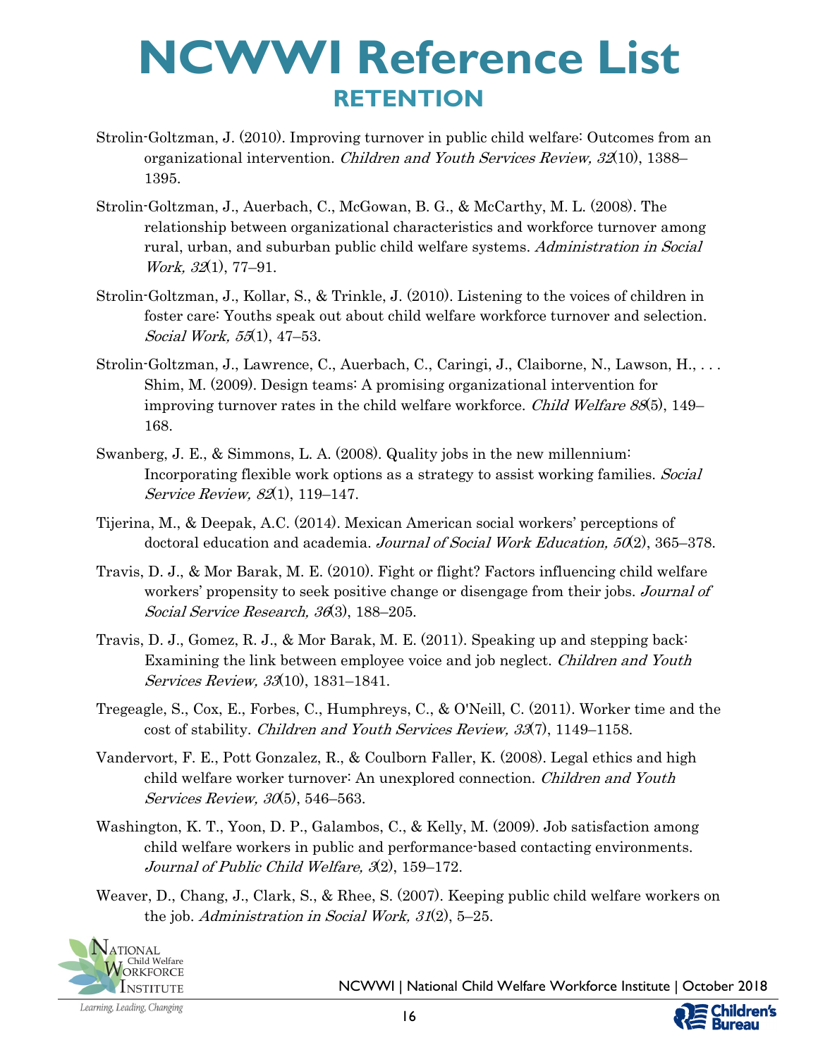# NCWWI Reference List

## RETENTION

Strolin-Goltzman, J. (2010). Improving turnover in public child welfare: Outcomes from an organizational intervention. *Children and Youth Services Review, 32*(10), 1388–1395.

Strolin-Goltzman, J., Auerbach, C., McGowan, B. G., & McCarthy, M. L. (2008). The relationship between organizational characteristics and workforce turnover among rural, urban, and suburban public child welfare systems. *Administration in Social Work, 32*(1), 77–91.

Strolin-Goltzman, J., Kollar, S., & Trinkle, J. (2010). Listening to the voices of children in foster care: Youths speak out about child welfare workforce turnover and selection. *Social Work, 55*(1), 47–53.

Strolin-Goltzman, J., Lawrence, C., Auerbach, C., Caringi, J., Claiborne, N., Lawson, H., . . . Shim, M. (2009). Design teams: A promising organizational intervention for improving turnover rates in the child welfare workforce. *Child Welfare 88*(5), 149–168.

Swanberg, J. E., & Simmons, L. A. (2008). Quality jobs in the new millennium: Incorporating flexible work options as a strategy to assist working families. *Social Service Review, 82*(1), 119–147.

Tijerina, M., & Deepak, A.C. (2014). Mexican American social workers' perceptions of doctoral education and academia. *Journal of Social Work Education, 50*(2), 365–378.

Travis, D. J., & Mor Barak, M. E. (2010). Fight or flight? Factors influencing child welfare workers' propensity to seek positive change or disengage from their jobs. *Journal of Social Service Research, 36*(3), 188–205.

Travis, D. J., Gomez, R. J., & Mor Barak, M. E. (2011). Speaking up and stepping back: Examining the link between employee voice and job neglect. *Children and Youth Services Review, 33*(10), 1831–1841.

Tregeagle, S., Cox, E., Forbes, C., Humphreys, C., & O'Neill, C. (2011). Worker time and the cost of stability. *Children and Youth Services Review, 33*(7), 1149–1158.

Vandervort, F. E., Pott Gonzalez, R., & Coulborn Faller, K. (2008). Legal ethics and high child welfare worker turnover: An unexplored connection. *Children and Youth Services Review, 30*(5), 546–563.

Washington, K. T., Yoon, D. P., Galambos, C., & Kelly, M. (2009). Job satisfaction among child welfare workers in public and performance-based contacting environments. *Journal of Public Child Welfare, 3*(2), 159–172.

Weaver, D., Chang, J., Clark, S., & Rhee, S. (2007). Keeping public child welfare workers on the job. *Administration in Social Work, 31*(2), 5–25.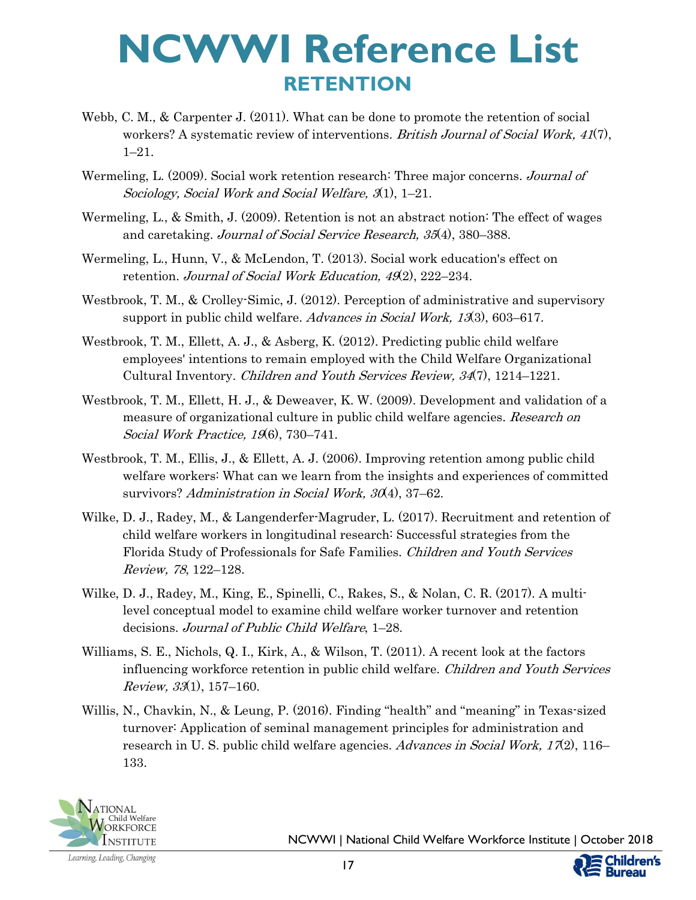# NCWWI Reference List

## RETENTION

Webb, C. M., & Carpenter J. (2011). What can be done to promote the retention of social workers? A systematic review of interventions. *British Journal of Social Work, 41*(7), 1–21.

Wermeling, L. (2009). Social work retention research: Three major concerns. *Journal of Sociology, Social Work and Social Welfare, 3*(1), 1–21.

Wermeling, L., & Smith, J. (2009). Retention is not an abstract notion: The effect of wages and caretaking. *Journal of Social Service Research, 35*(4), 380–388.

Wermeling, L., Hunn, V., & McLendon, T. (2013). Social work education's effect on retention. *Journal of Social Work Education, 49*(2), 222–234.

Westbrook, T. M., & Crolley-Simic, J. (2012). Perception of administrative and supervisory support in public child welfare. *Advances in Social Work, 13*(3), 603–617.

Westbrook, T. M., Ellett, A. J., & Asberg, K. (2012). Predicting public child welfare employees' intentions to remain employed with the Child Welfare Organizational Cultural Inventory. *Children and Youth Services Review, 34*(7), 1214–1221.

Westbrook, T. M., Ellett, H. J., & Deweaver, K. W. (2009). Development and validation of a measure of organizational culture in public child welfare agencies. *Research on Social Work Practice, 19*(6), 730–741.

Westbrook, T. M., Ellis, J., & Ellett, A. J. (2006). Improving retention among public child welfare workers: What can we learn from the insights and experiences of committed survivors? *Administration in Social Work, 30*(4), 37–62.

Wilke, D. J., Radey, M., & Langenderfer-Magruder, L. (2017). Recruitment and retention of child welfare workers in longitudinal research: Successful strategies from the Florida Study of Professionals for Safe Families. *Children and Youth Services Review, 78*, 122–128.

Wilke, D. J., Radey, M., King, E., Spinelli, C., Rakes, S., & Nolan, C. R. (2017). A multi-level conceptual model to examine child welfare worker turnover and retention decisions. *Journal of Public Child Welfare*, 1–28.

Williams, S. E., Nichols, Q. I., Kirk, A., & Wilson, T. (2011). A recent look at the factors influencing workforce retention in public child welfare. *Children and Youth Services Review, 33*(1), 157–160.

Willis, N., Chavkin, N., & Leung, P. (2016). Finding "health" and "meaning" in Texas-sized turnover: Application of seminal management principles for administration and research in U. S. public child welfare agencies. *Advances in Social Work, 17*(2), 116–133.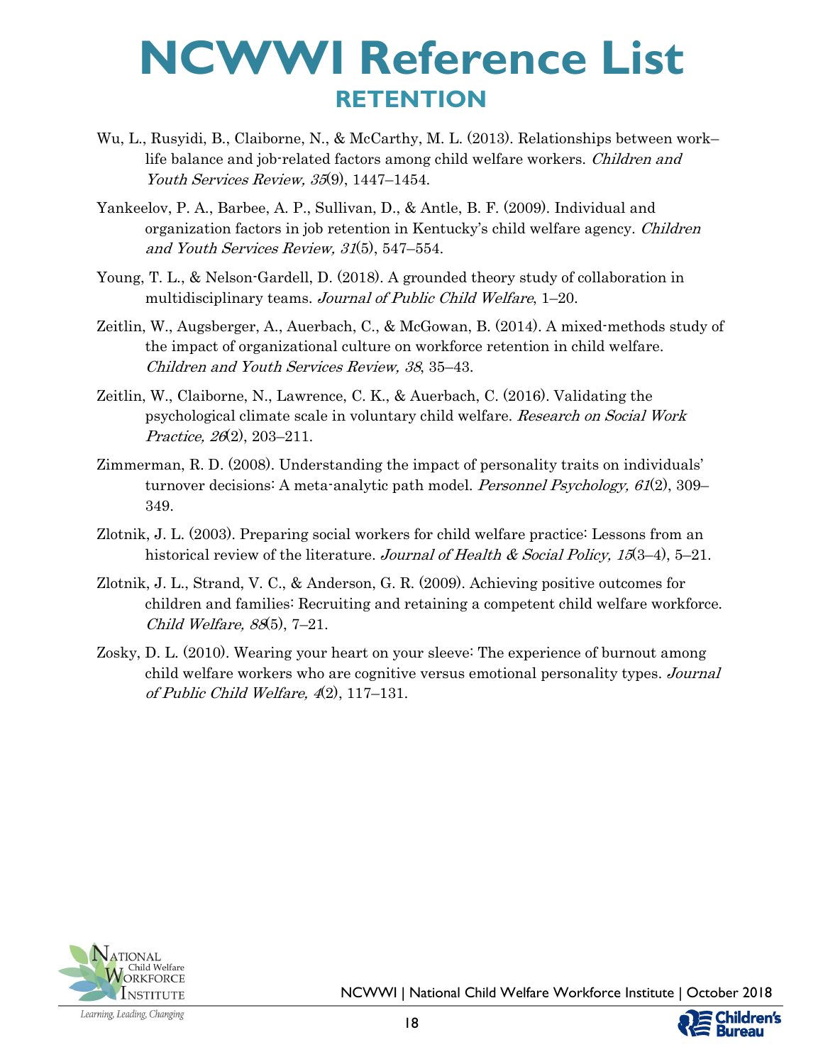# NCWWI Reference List
## RETENTION

Wu, L., Rusyidi, B., Claiborne, N., & McCarthy, M. L. (2013). Relationships between work–life balance and job-related factors among child welfare workers. *Children and Youth Services Review, 35*(9), 1447–1454.

Yankeelov, P. A., Barbee, A. P., Sullivan, D., & Antle, B. F. (2009). Individual and organization factors in job retention in Kentucky's child welfare agency. *Children and Youth Services Review, 31*(5), 547–554.

Young, T. L., & Nelson-Gardell, D. (2018). A grounded theory study of collaboration in multidisciplinary teams. *Journal of Public Child Welfare*, 1–20.

Zeitlin, W., Augsberger, A., Auerbach, C., & McGowan, B. (2014). A mixed-methods study of the impact of organizational culture on workforce retention in child welfare. *Children and Youth Services Review, 38*, 35–43.

Zeitlin, W., Claiborne, N., Lawrence, C. K., & Auerbach, C. (2016). Validating the psychological climate scale in voluntary child welfare. *Research on Social Work Practice, 26*(2), 203–211.

Zimmerman, R. D. (2008). Understanding the impact of personality traits on individuals' turnover decisions: A meta-analytic path model. *Personnel Psychology, 61*(2), 309–349.

Zlotnik, J. L. (2003). Preparing social workers for child welfare practice: Lessons from an historical review of the literature. *Journal of Health & Social Policy, 15*(3–4), 5–21.

Zlotnik, J. L., Strand, V. C., & Anderson, G. R. (2009). Achieving positive outcomes for children and families: Recruiting and retaining a competent child welfare workforce. *Child Welfare, 88*(5), 7–21.

Zosky, D. L. (2010). Wearing your heart on your sleeve: The experience of burnout among child welfare workers who are cognitive versus emotional personality types. *Journal of Public Child Welfare, 4*(2), 117–131.